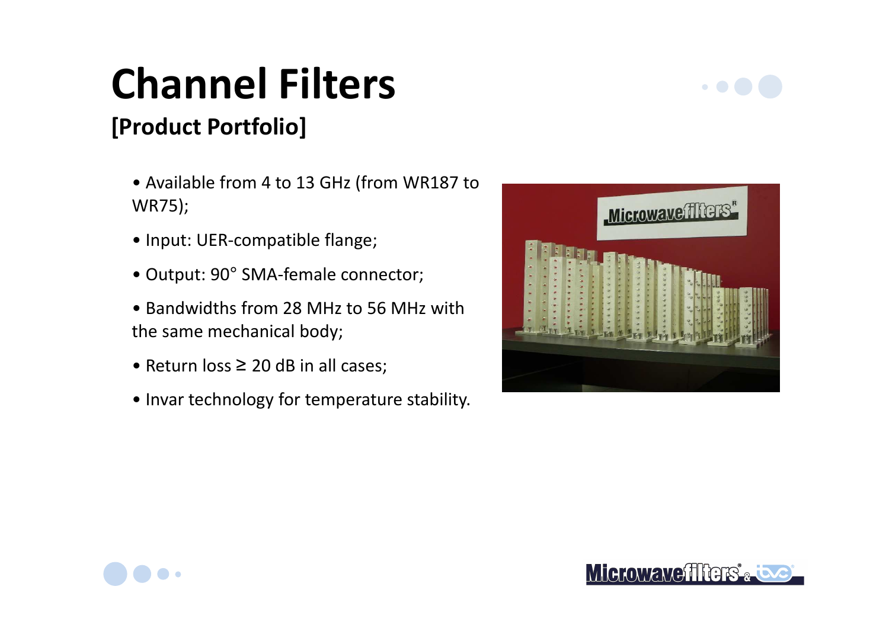# Channel Filters

## [Product Portfolio]

- Available from 4 to 13 GHz (from WR187 to WR75);
- Input: UER-compatible flange;
- Output: 90° SMA-female connector;
- Bandwidths from 28 MHz to 56 MHz with the same mechanical body;
- Return loss ≥ 20 dB in all cases;
- Invar technology for temperature stability.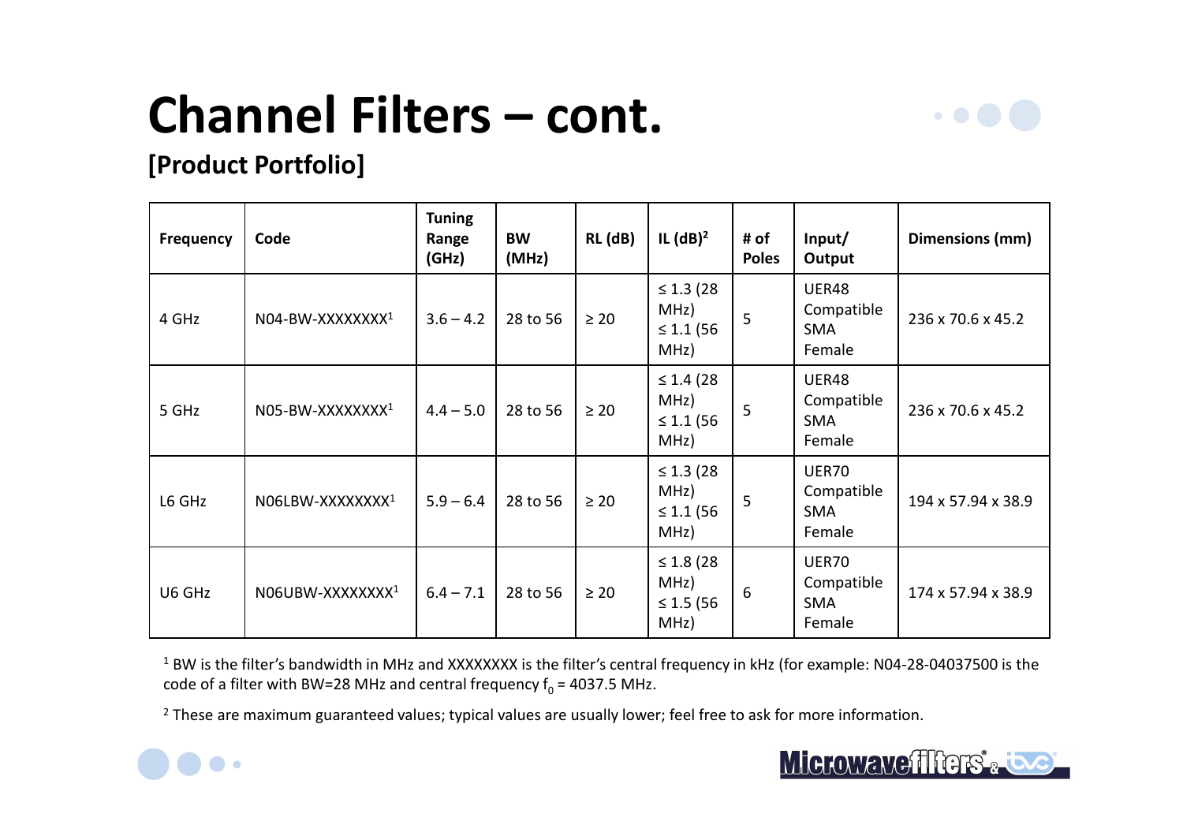# Channel Filters – cont.

## [Product Portfolio]

| Frequency | Code | Tuning Range (GHz) | BW (MHz) | RL (dB) | IL (dB)[2] | # of Poles | Input/ Output | Dimensions (mm) |
|---|---|---|---|---|---|---|---|---|
| 4 GHz | N04-BW-XXXXXXXX[1] | 3.6 – 4.2 | 28 to 56 | ≥ 20 | ≤ 1.3 (28 MHz) ≤ 1.1 (56 MHz) | 5 | UER48 Compatible SMA Female | 236 x 70.6 x 45.2 |
| 5 GHz | N05-BW-XXXXXXXX[1] | 4.4 – 5.0 | 28 to 56 | ≥ 20 | ≤ 1.4 (28 MHz) ≤ 1.1 (56 MHz) | 5 | UER48 Compatible SMA Female | 236 x 70.6 x 45.2 |
| L6 GHz | N06LBW-XXXXXXXX[1] | 5.9 – 6.4 | 28 to 56 | ≥ 20 | ≤ 1.3 (28 MHz) ≤ 1.1 (56 MHz) | 5 | UER70 Compatible SMA Female | 194 x 57.94 x 38.9 |
| U6 GHz | N06UBW-XXXXXXXX[1] | 6.4 – 7.1 | 28 to 56 | ≥ 20 | ≤ 1.8 (28 MHz) ≤ 1.5 (56 MHz) | 6 | UER70 Compatible SMA Female | 174 x 57.94 x 38.9 |

[1] BW is the filter's bandwidth in MHz and XXXXXXXX is the filter's central frequency in kHz (for example: N04-28-04037500 is the code of a filter with BW=28 MHz and central frequency $f_0$ = 4037.5 MHz.

[2] These are maximum guaranteed values; typical values are usually lower; feel free to ask for more information.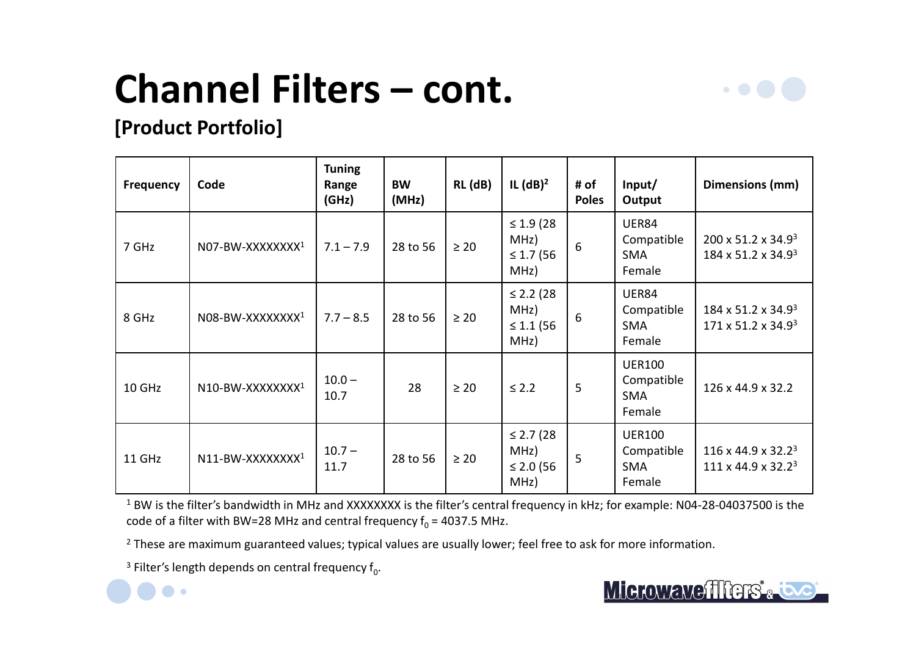# Channel Filters – cont.

**[Product Portfolio]**

| Frequency | Code | Tuning Range (GHz) | BW (MHz) | RL (dB) | IL (dB)[2] | # of Poles | Input/ Output | Dimensions (mm) |
|---|---|---|---|---|---|---|---|---|
| 7 GHz | N07-BW-XXXXXXXX[1] | 7.1 – 7.9 | 28 to 56 | ≥ 20 | ≤ 1.9 (28 MHz) ≤ 1.7 (56 MHz) | 6 | UER84 Compatible SMA Female | 200 x 51.2 x 34.9[3] 184 x 51.2 x 34.9[3] |
| 8 GHz | N08-BW-XXXXXXXX[1] | 7.7 – 8.5 | 28 to 56 | ≥ 20 | ≤ 2.2 (28 MHz) ≤ 1.1 (56 MHz) | 6 | UER84 Compatible SMA Female | 184 x 51.2 x 34.9[3] 171 x 51.2 x 34.9[3] |
| 10 GHz | N10-BW-XXXXXXXX[1] | 10.0 – 10.7 | 28 | ≥ 20 | ≤ 2.2 | 5 | UER100 Compatible SMA Female | 126 x 44.9 x 32.2 |
| 11 GHz | N11-BW-XXXXXXXX[1] | 10.7 – 11.7 | 28 to 56 | ≥ 20 | ≤ 2.7 (28 MHz) ≤ 2.0 (56 MHz) | 5 | UER100 Compatible SMA Female | 116 x 44.9 x 32.2[3] 111 x 44.9 x 32.2[3] |

[1] BW is the filter's bandwidth in MHz and XXXXXXXX is the filter's central frequency in kHz; for example: N04-28-04037500 is the code of a filter with BW=28 MHz and central frequency $f_0$ = 4037.5 MHz.

[2] These are maximum guaranteed values; typical values are usually lower; feel free to ask for more information.

[3] Filter's length depends on central frequency $f_0$.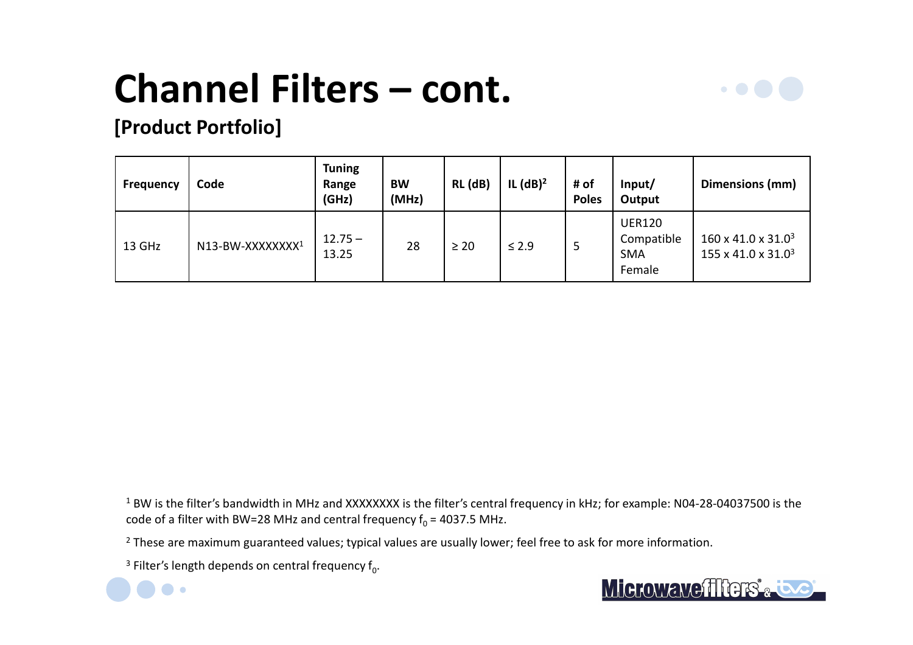# Channel Filters – cont.

## [Product Portfolio]

| Frequency | Code | Tuning Range (GHz) | BW (MHz) | RL (dB) | IL (dB)[2] | # of Poles | Input/ Output | Dimensions (mm) |
|---|---|---|---|---|---|---|---|---|
| 13 GHz | N13-BW-XXXXXXXX[1] | 12.75 – 13.25 | 28 | ≥ 20 | ≤ 2.9 | 5 | UER120 Compatible SMA Female | 160 x 41.0 x 31.0[3] 155 x 41.0 x 31.0[3] |

[1] BW is the filter's bandwidth in MHz and XXXXXXXX is the filter's central frequency in kHz; for example: N04-28-04037500 is the code of a filter with BW=28 MHz and central frequency $f_0$ = 4037.5 MHz.

[2] These are maximum guaranteed values; typical values are usually lower; feel free to ask for more information.

[3] Filter's length depends on central frequency $f_0$.